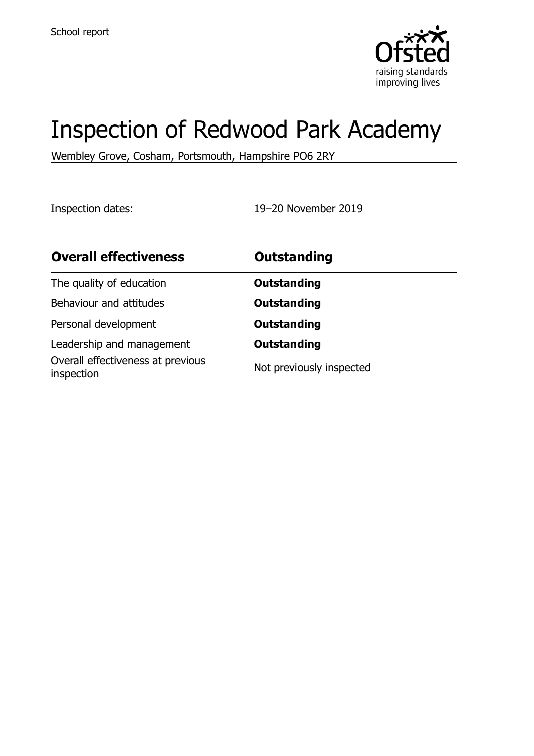School report

# Inspection of Redwood Park Academy

Wembley Grove, Cosham, Portsmouth, Hampshire PO6 2RY

Inspection dates: 19–20 November 2019

| **Overall effectiveness** | **Outstanding** |
|---|---|
| The quality of education | **Outstanding** |
| Behaviour and attitudes | **Outstanding** |
| Personal development | **Outstanding** |
| Leadership and management | **Outstanding** |
| Overall effectiveness at previous inspection | Not previously inspected |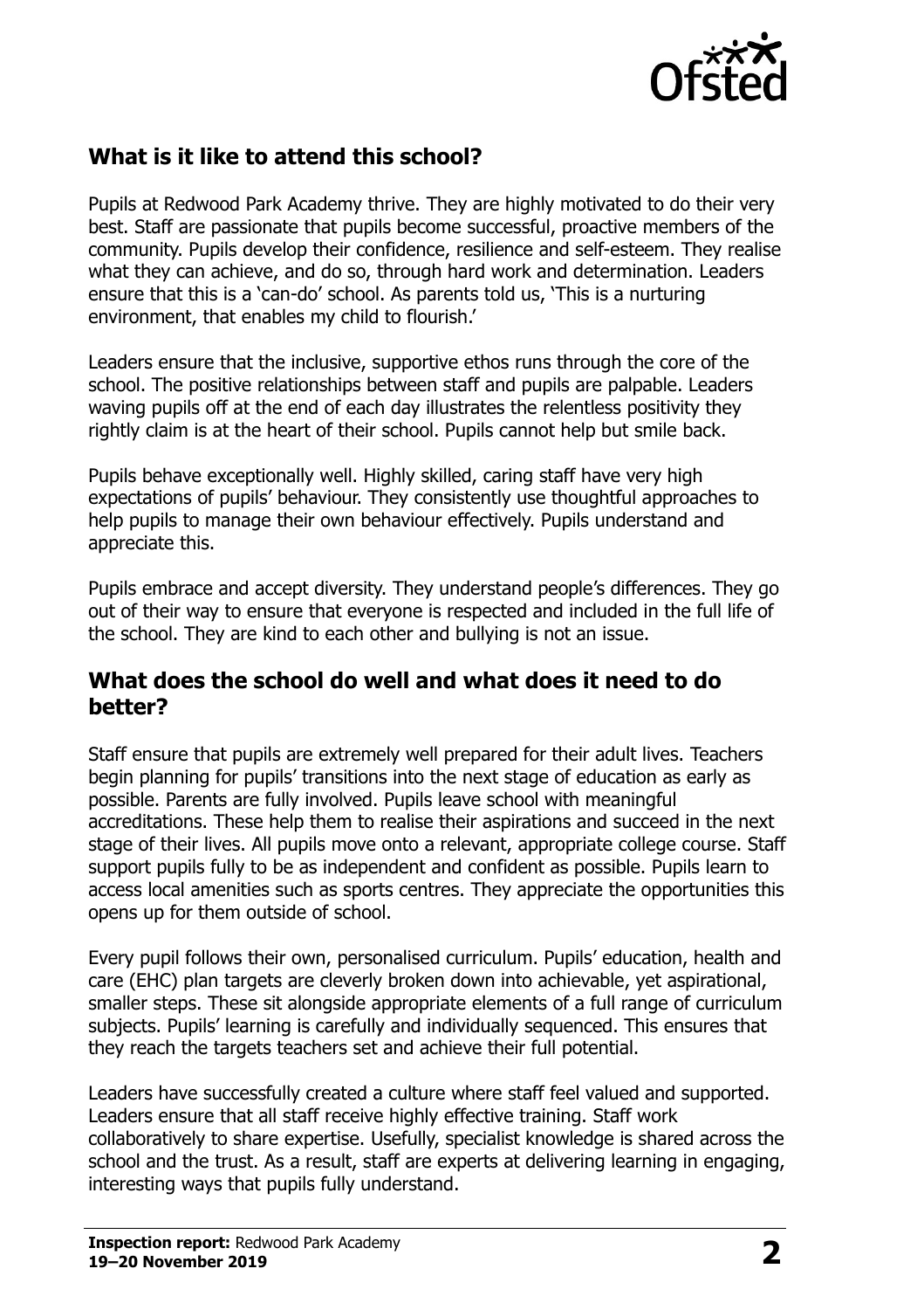## What is it like to attend this school?

Pupils at Redwood Park Academy thrive. They are highly motivated to do their very best. Staff are passionate that pupils become successful, proactive members of the community. Pupils develop their confidence, resilience and self-esteem. They realise what they can achieve, and do so, through hard work and determination. Leaders ensure that this is a 'can-do' school. As parents told us, 'This is a nurturing environment, that enables my child to flourish.'

Leaders ensure that the inclusive, supportive ethos runs through the core of the school. The positive relationships between staff and pupils are palpable. Leaders waving pupils off at the end of each day illustrates the relentless positivity they rightly claim is at the heart of their school. Pupils cannot help but smile back.

Pupils behave exceptionally well. Highly skilled, caring staff have very high expectations of pupils' behaviour. They consistently use thoughtful approaches to help pupils to manage their own behaviour effectively. Pupils understand and appreciate this.

Pupils embrace and accept diversity. They understand people's differences. They go out of their way to ensure that everyone is respected and included in the full life of the school. They are kind to each other and bullying is not an issue.

## What does the school do well and what does it need to do better?

Staff ensure that pupils are extremely well prepared for their adult lives. Teachers begin planning for pupils' transitions into the next stage of education as early as possible. Parents are fully involved. Pupils leave school with meaningful accreditations. These help them to realise their aspirations and succeed in the next stage of their lives. All pupils move onto a relevant, appropriate college course. Staff support pupils fully to be as independent and confident as possible. Pupils learn to access local amenities such as sports centres. They appreciate the opportunities this opens up for them outside of school.

Every pupil follows their own, personalised curriculum. Pupils' education, health and care (EHC) plan targets are cleverly broken down into achievable, yet aspirational, smaller steps. These sit alongside appropriate elements of a full range of curriculum subjects. Pupils' learning is carefully and individually sequenced. This ensures that they reach the targets teachers set and achieve their full potential.

Leaders have successfully created a culture where staff feel valued and supported. Leaders ensure that all staff receive highly effective training. Staff work collaboratively to share expertise. Usefully, specialist knowledge is shared across the school and the trust. As a result, staff are experts at delivering learning in engaging, interesting ways that pupils fully understand.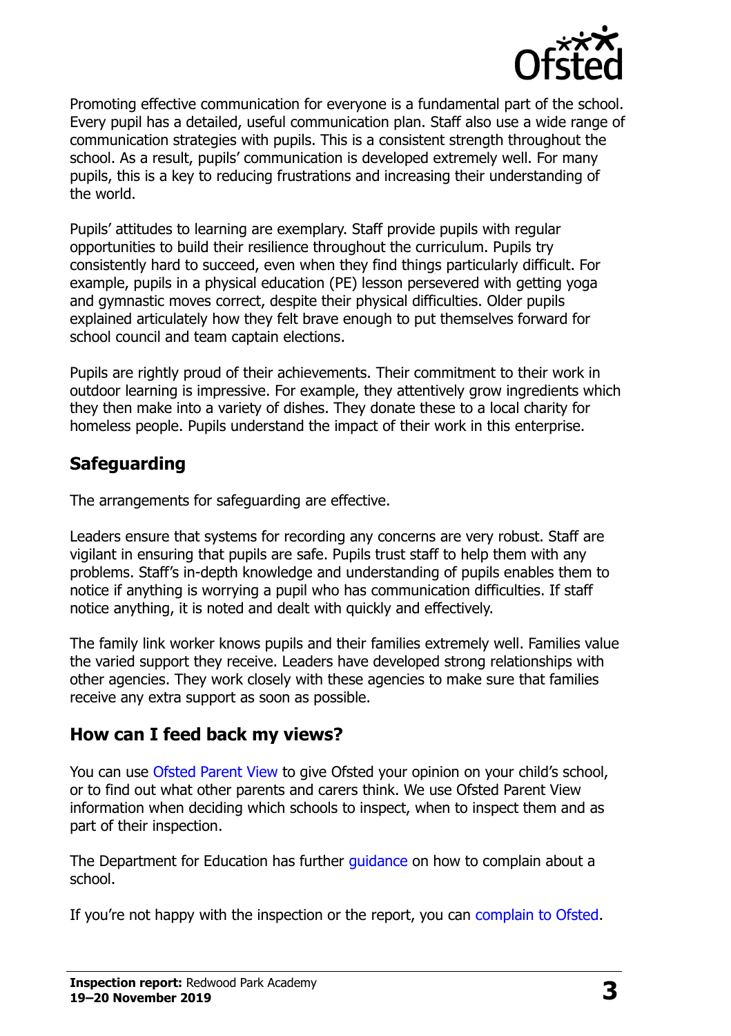Promoting effective communication for everyone is a fundamental part of the school. Every pupil has a detailed, useful communication plan. Staff also use a wide range of communication strategies with pupils. This is a consistent strength throughout the school. As a result, pupils' communication is developed extremely well. For many pupils, this is a key to reducing frustrations and increasing their understanding of the world.

Pupils' attitudes to learning are exemplary. Staff provide pupils with regular opportunities to build their resilience throughout the curriculum. Pupils try consistently hard to succeed, even when they find things particularly difficult. For example, pupils in a physical education (PE) lesson persevered with getting yoga and gymnastic moves correct, despite their physical difficulties. Older pupils explained articulately how they felt brave enough to put themselves forward for school council and team captain elections.

Pupils are rightly proud of their achievements. Their commitment to their work in outdoor learning is impressive. For example, they attentively grow ingredients which they then make into a variety of dishes. They donate these to a local charity for homeless people. Pupils understand the impact of their work in this enterprise.

## Safeguarding

The arrangements for safeguarding are effective.

Leaders ensure that systems for recording any concerns are very robust. Staff are vigilant in ensuring that pupils are safe. Pupils trust staff to help them with any problems. Staff's in-depth knowledge and understanding of pupils enables them to notice if anything is worrying a pupil who has communication difficulties. If staff notice anything, it is noted and dealt with quickly and effectively.

The family link worker knows pupils and their families extremely well. Families value the varied support they receive. Leaders have developed strong relationships with other agencies. They work closely with these agencies to make sure that families receive any extra support as soon as possible.

## How can I feed back my views?

You can use Ofsted Parent View to give Ofsted your opinion on your child's school, or to find out what other parents and carers think. We use Ofsted Parent View information when deciding which schools to inspect, when to inspect them and as part of their inspection.

The Department for Education has further guidance on how to complain about a school.

If you're not happy with the inspection or the report, you can complain to Ofsted.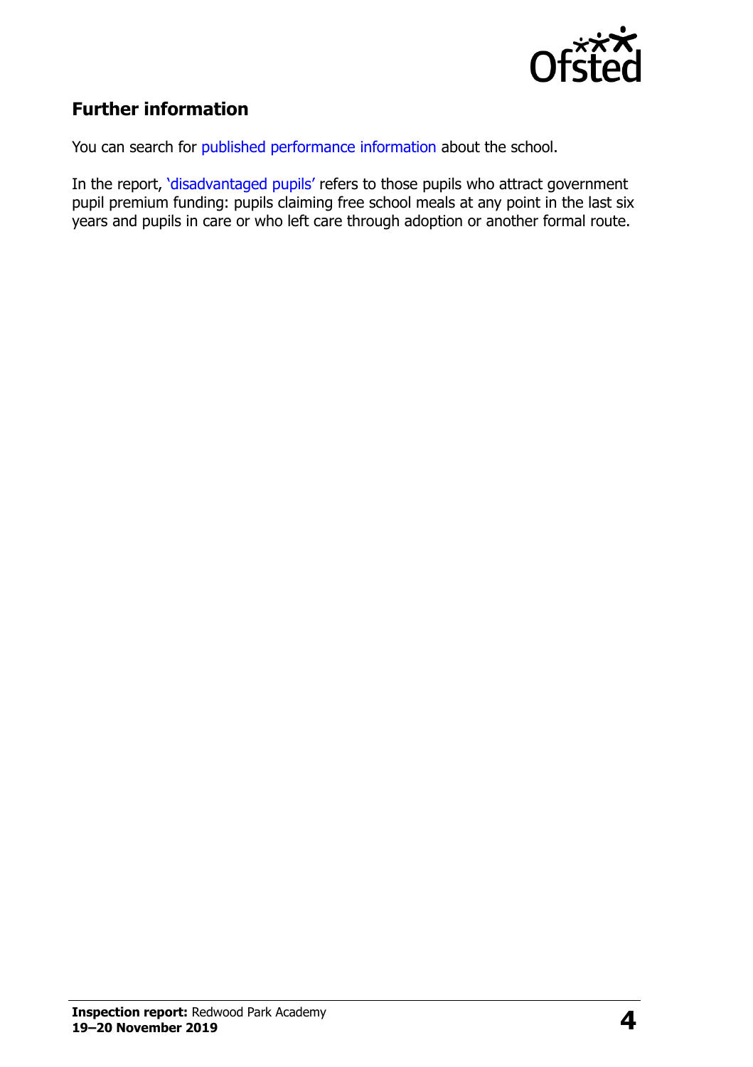## Further information

You can search for published performance information about the school.

In the report, 'disadvantaged pupils' refers to those pupils who attract government pupil premium funding: pupils claiming free school meals at any point in the last six years and pupils in care or who left care through adoption or another formal route.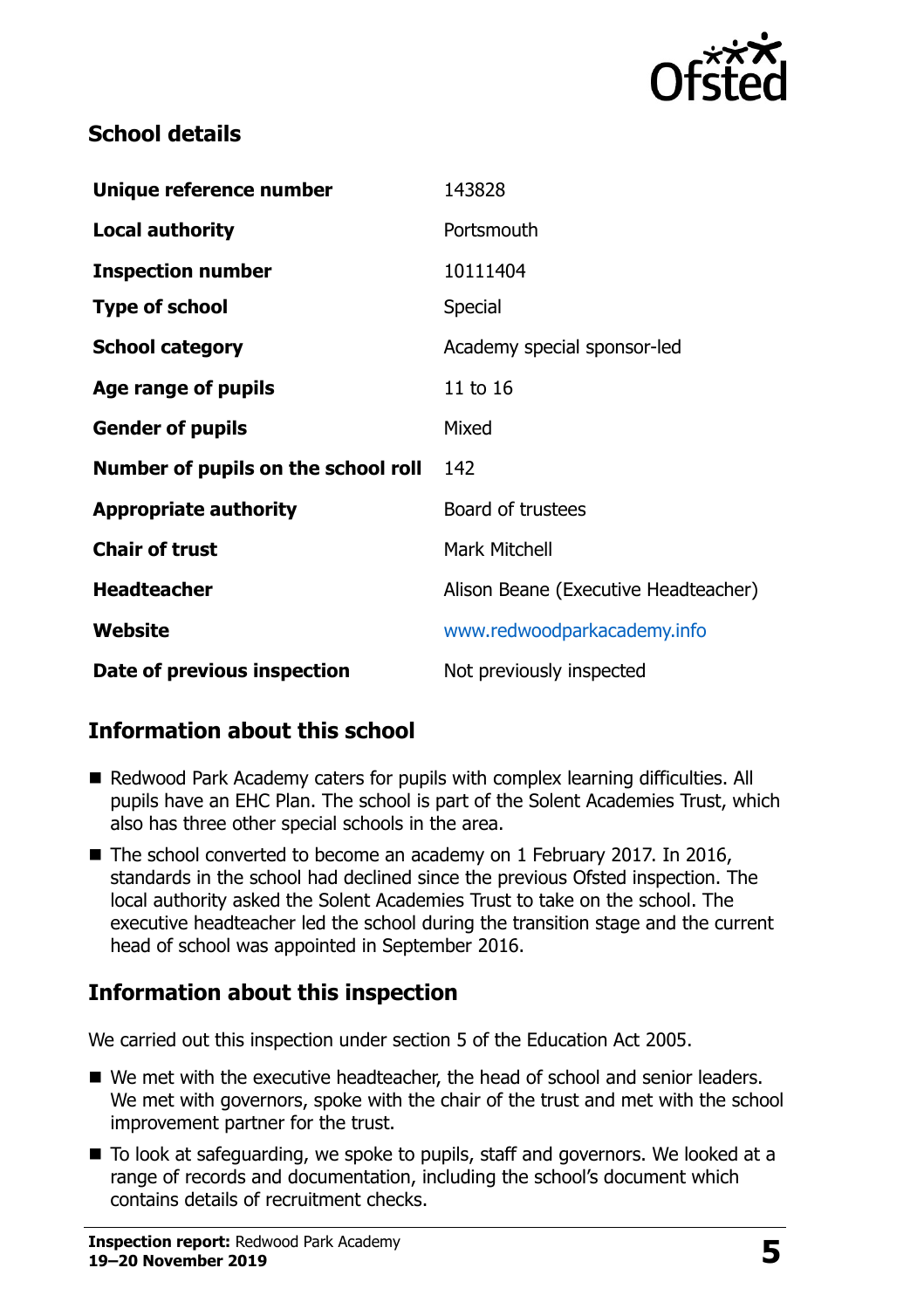## School details

| | |
|---|---|
| **Unique reference number** | 143828 |
| **Local authority** | Portsmouth |
| **Inspection number** | 10111404 |
| **Type of school** | Special |
| **School category** | Academy special sponsor-led |
| **Age range of pupils** | 11 to 16 |
| **Gender of pupils** | Mixed |
| **Number of pupils on the school roll** | 142 |
| **Appropriate authority** | Board of trustees |
| **Chair of trust** | Mark Mitchell |
| **Headteacher** | Alison Beane (Executive Headteacher) |
| **Website** | www.redwoodparkacademy.info |
| **Date of previous inspection** | Not previously inspected |

## Information about this school

- Redwood Park Academy caters for pupils with complex learning difficulties. All pupils have an EHC Plan. The school is part of the Solent Academies Trust, which also has three other special schools in the area.
- The school converted to become an academy on 1 February 2017. In 2016, standards in the school had declined since the previous Ofsted inspection. The local authority asked the Solent Academies Trust to take on the school. The executive headteacher led the school during the transition stage and the current head of school was appointed in September 2016.

## Information about this inspection

We carried out this inspection under section 5 of the Education Act 2005.

- We met with the executive headteacher, the head of school and senior leaders. We met with governors, spoke with the chair of the trust and met with the school improvement partner for the trust.
- To look at safeguarding, we spoke to pupils, staff and governors. We looked at a range of records and documentation, including the school's document which contains details of recruitment checks.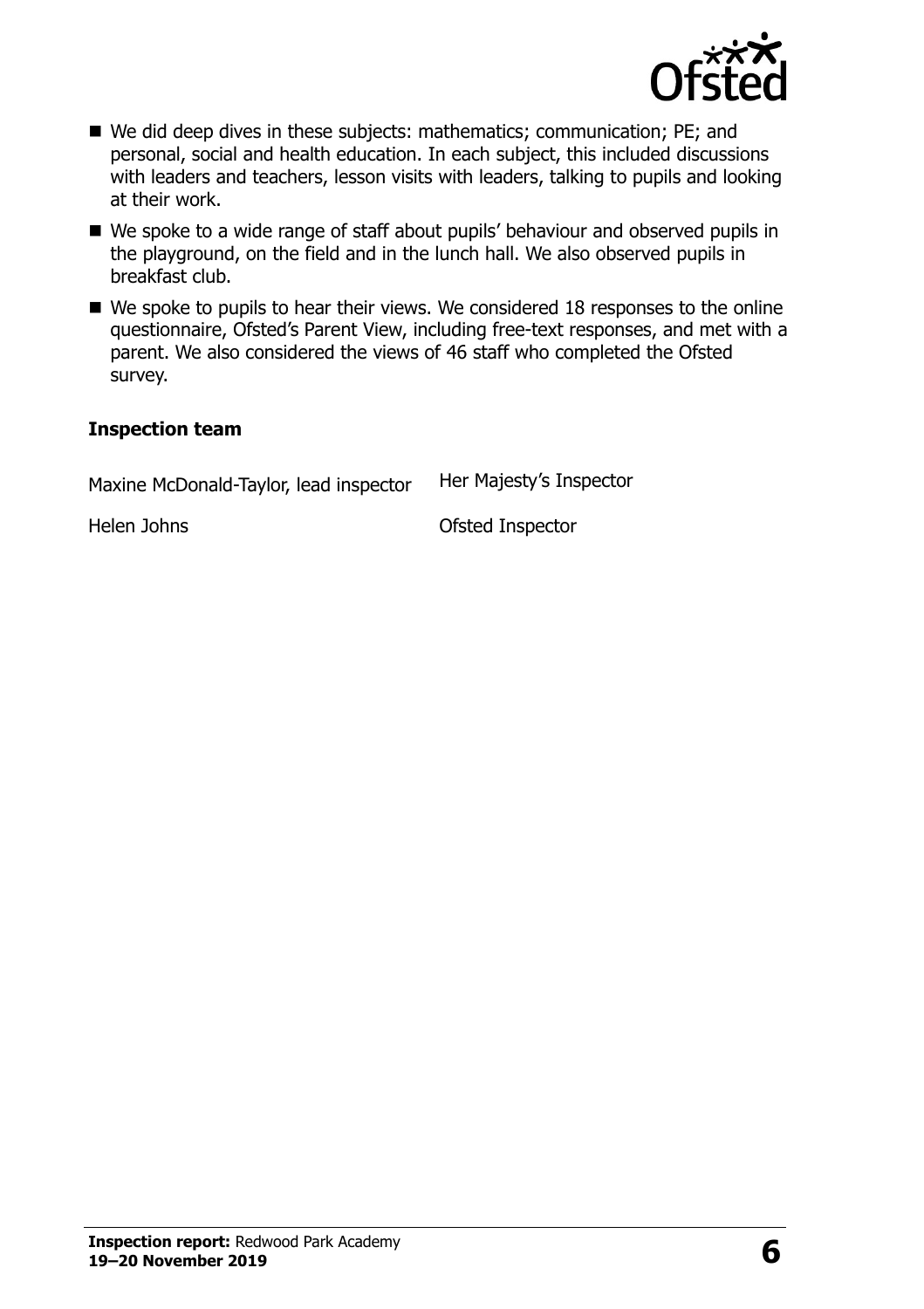- We did deep dives in these subjects: mathematics; communication; PE; and personal, social and health education. In each subject, this included discussions with leaders and teachers, lesson visits with leaders, talking to pupils and looking at their work.
- We spoke to a wide range of staff about pupils' behaviour and observed pupils in the playground, on the field and in the lunch hall. We also observed pupils in breakfast club.
- We spoke to pupils to hear their views. We considered 18 responses to the online questionnaire, Ofsted's Parent View, including free-text responses, and met with a parent. We also considered the views of 46 staff who completed the Ofsted survey.

### Inspection team

| | |
|---|---|
| Maxine McDonald-Taylor, lead inspector | Her Majesty's Inspector |
| Helen Johns | Ofsted Inspector |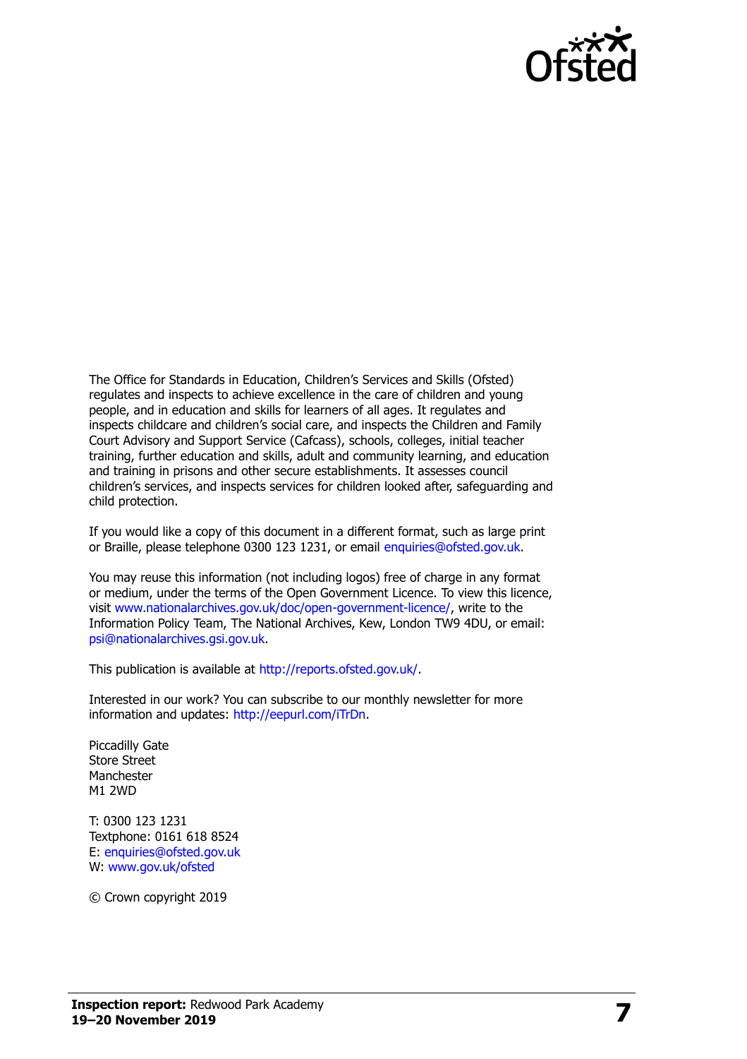The Office for Standards in Education, Children's Services and Skills (Ofsted) regulates and inspects to achieve excellence in the care of children and young people, and in education and skills for learners of all ages. It regulates and inspects childcare and children's social care, and inspects the Children and Family Court Advisory and Support Service (Cafcass), schools, colleges, initial teacher training, further education and skills, adult and community learning, and education and training in prisons and other secure establishments. It assesses council children's services, and inspects services for children looked after, safeguarding and child protection.

If you would like a copy of this document in a different format, such as large print or Braille, please telephone 0300 123 1231, or email enquiries@ofsted.gov.uk.

You may reuse this information (not including logos) free of charge in any format or medium, under the terms of the Open Government Licence. To view this licence, visit www.nationalarchives.gov.uk/doc/open-government-licence/, write to the Information Policy Team, The National Archives, Kew, London TW9 4DU, or email: psi@nationalarchives.gsi.gov.uk.

This publication is available at http://reports.ofsted.gov.uk/.

Interested in our work? You can subscribe to our monthly newsletter for more information and updates: http://eepurl.com/iTrDn.

Piccadilly Gate
Store Street
Manchester
M1 2WD

T: 0300 123 1231
Textphone: 0161 618 8524
E: enquiries@ofsted.gov.uk
W: www.gov.uk/ofsted

© Crown copyright 2019